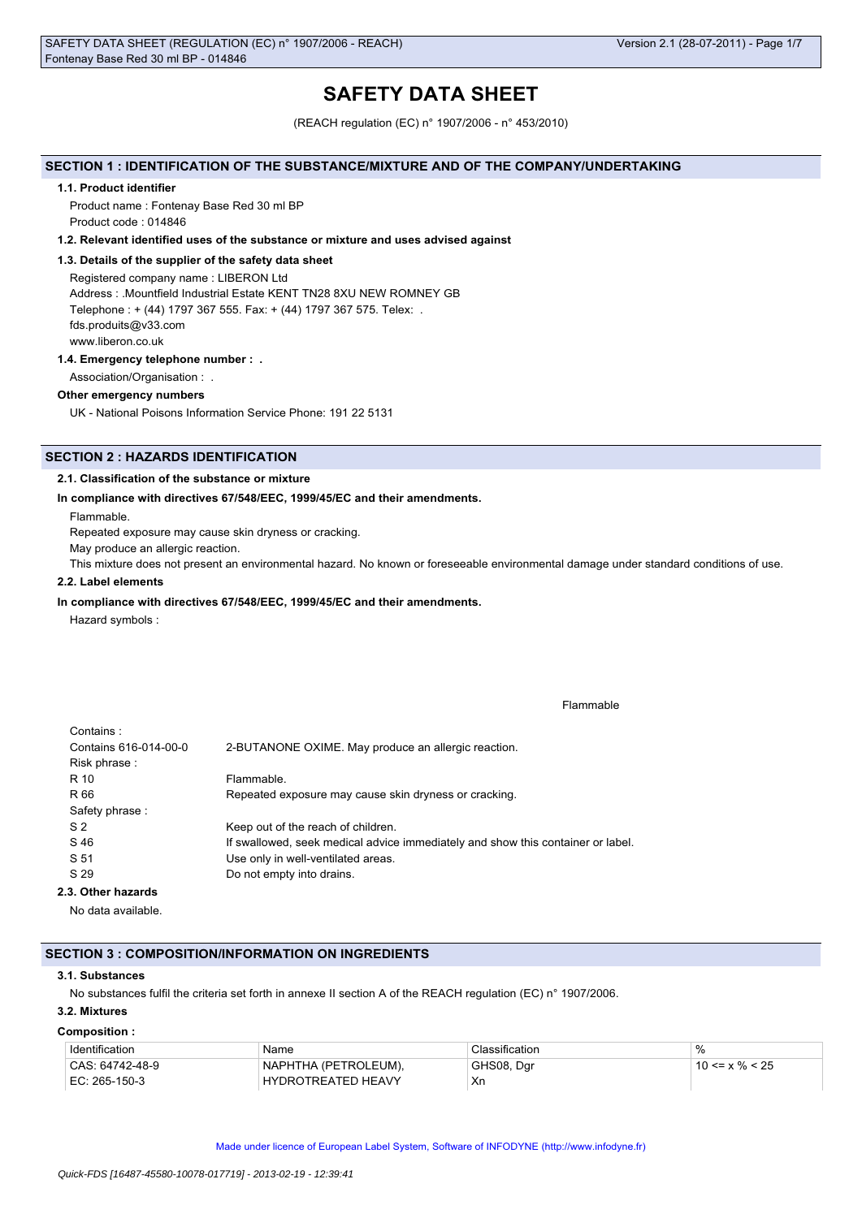# SAFETY DATA SHEET

(REACH regulation (EC) n° 1907/2006 - n° 453/2010)

## SECTION 1 : IDENTIFICATION OF THE SUBSTANCE/MIXTURE AND OF THE COMPANY/UNDERTAKING

### 1.1. Product identifier

Product name : Fontenay Base Red 30 ml BP
Product code : 014846

### 1.2. Relevant identified uses of the substance or mixture and uses advised against

### 1.3. Details of the supplier of the safety data sheet

Registered company name : LIBERON Ltd
Address : .Mountfield Industrial Estate KENT TN28 8XU NEW ROMNEY GB
Telephone : + (44) 1797 367 555. Fax: + (44) 1797 367 575. Telex: .
fds.produits@v33.com
www.liberon.co.uk

### 1.4. Emergency telephone number : .

Association/Organisation : .

**Other emergency numbers**

UK - National Poisons Information Service Phone: 191 22 5131

## SECTION 2 : HAZARDS IDENTIFICATION

### 2.1. Classification of the substance or mixture

**In compliance with directives 67/548/EEC, 1999/45/EC and their amendments.**

Flammable.
Repeated exposure may cause skin dryness or cracking.
May produce an allergic reaction.
This mixture does not present an environmental hazard. No known or foreseeable environmental damage under standard conditions of use.

### 2.2. Label elements

**In compliance with directives 67/548/EEC, 1999/45/EC and their amendments.**

Hazard symbols :

Flammable

| | |
|---|---|
| Contains : | |
| Contains 616-014-00-0 | 2-BUTANONE OXIME. May produce an allergic reaction. |
| Risk phrase : | |
| R 10 | Flammable. |
| R 66 | Repeated exposure may cause skin dryness or cracking. |
| Safety phrase : | |
| S 2 | Keep out of the reach of children. |
| S 46 | If swallowed, seek medical advice immediately and show this container or label. |
| S 51 | Use only in well-ventilated areas. |
| S 29 | Do not empty into drains. |

### 2.3. Other hazards

No data available.

## SECTION 3 : COMPOSITION/INFORMATION ON INGREDIENTS

### 3.1. Substances

No substances fulfil the criteria set forth in annexe II section A of the REACH regulation (EC) n° 1907/2006.

### 3.2. Mixtures

**Composition :**

| Identification | Name | Classification | % |
|---|---|---|---|
| CAS: 64742-48-9<br>EC: 265-150-3 | NAPHTHA (PETROLEUM), HYDROTREATED HEAVY | GHS08, Dgr<br>Xn | 10 <= x % < 25 |

Made under licence of European Label System, Software of INFODYNE (http://www.infodyne.fr)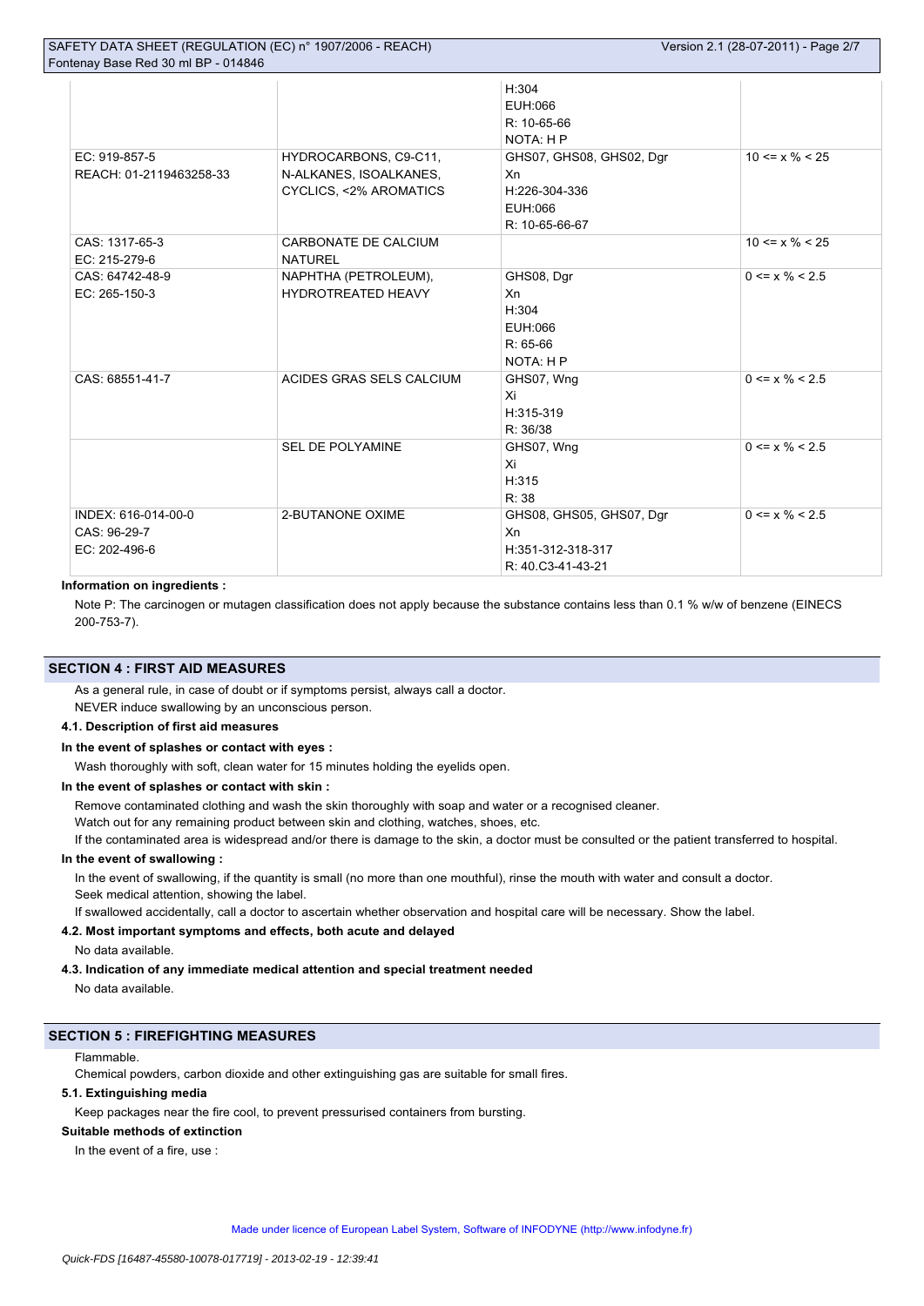| | | H:304<br>EUH:066<br>R: 10-65-66<br>NOTA: H P | |
|---|---|---|---|
| EC: 919-857-5<br>REACH: 01-2119463258-33 | HYDROCARBONS, C9-C11, N-ALKANES, ISOALKANES, CYCLICS, <2% AROMATICS | GHS07, GHS08, GHS02, Dgr<br>Xn<br>H:226-304-336<br>EUH:066<br>R: 10-65-66-67 | 10 <= x % < 25 |
| CAS: 1317-65-3<br>EC: 215-279-6 | CARBONATE DE CALCIUM NATUREL | | 10 <= x % < 25 |
| CAS: 64742-48-9<br>EC: 265-150-3 | NAPHTHA (PETROLEUM), HYDROTREATED HEAVY | GHS08, Dgr<br>Xn<br>H:304<br>EUH:066<br>R: 65-66<br>NOTA: H P | 0 <= x % < 2.5 |
| CAS: 68551-41-7 | ACIDES GRAS SELS CALCIUM | GHS07, Wng<br>Xi<br>H:315-319<br>R: 36/38 | 0 <= x % < 2.5 |
| | SEL DE POLYAMINE | GHS07, Wng<br>Xi<br>H:315<br>R: 38 | 0 <= x % < 2.5 |
| INDEX: 616-014-00-0<br>CAS: 96-29-7<br>EC: 202-496-6 | 2-BUTANONE OXIME | GHS08, GHS05, GHS07, Dgr<br>Xn<br>H:351-312-318-317<br>R: 40.C3-41-43-21 | 0 <= x % < 2.5 |

**Information on ingredients :**

Note P: The carcinogen or mutagen classification does not apply because the substance contains less than 0.1 % w/w of benzene (EINECS 200-753-7).

## SECTION 4 : FIRST AID MEASURES

As a general rule, in case of doubt or if symptoms persist, always call a doctor.
NEVER induce swallowing by an unconscious person.

### 4.1. Description of first aid measures

**In the event of splashes or contact with eyes :**

Wash thoroughly with soft, clean water for 15 minutes holding the eyelids open.

**In the event of splashes or contact with skin :**

Remove contaminated clothing and wash the skin thoroughly with soap and water or a recognised cleaner.
Watch out for any remaining product between skin and clothing, watches, shoes, etc.
If the contaminated area is widespread and/or there is damage to the skin, a doctor must be consulted or the patient transferred to hospital.

**In the event of swallowing :**

In the event of swallowing, if the quantity is small (no more than one mouthful), rinse the mouth with water and consult a doctor.
Seek medical attention, showing the label.
If swallowed accidentally, call a doctor to ascertain whether observation and hospital care will be necessary. Show the label.

### 4.2. Most important symptoms and effects, both acute and delayed

No data available.

### 4.3. Indication of any immediate medical attention and special treatment needed

No data available.

## SECTION 5 : FIREFIGHTING MEASURES

Flammable.
Chemical powders, carbon dioxide and other extinguishing gas are suitable for small fires.

### 5.1. Extinguishing media

Keep packages near the fire cool, to prevent pressurised containers from bursting.

**Suitable methods of extinction**

In the event of a fire, use :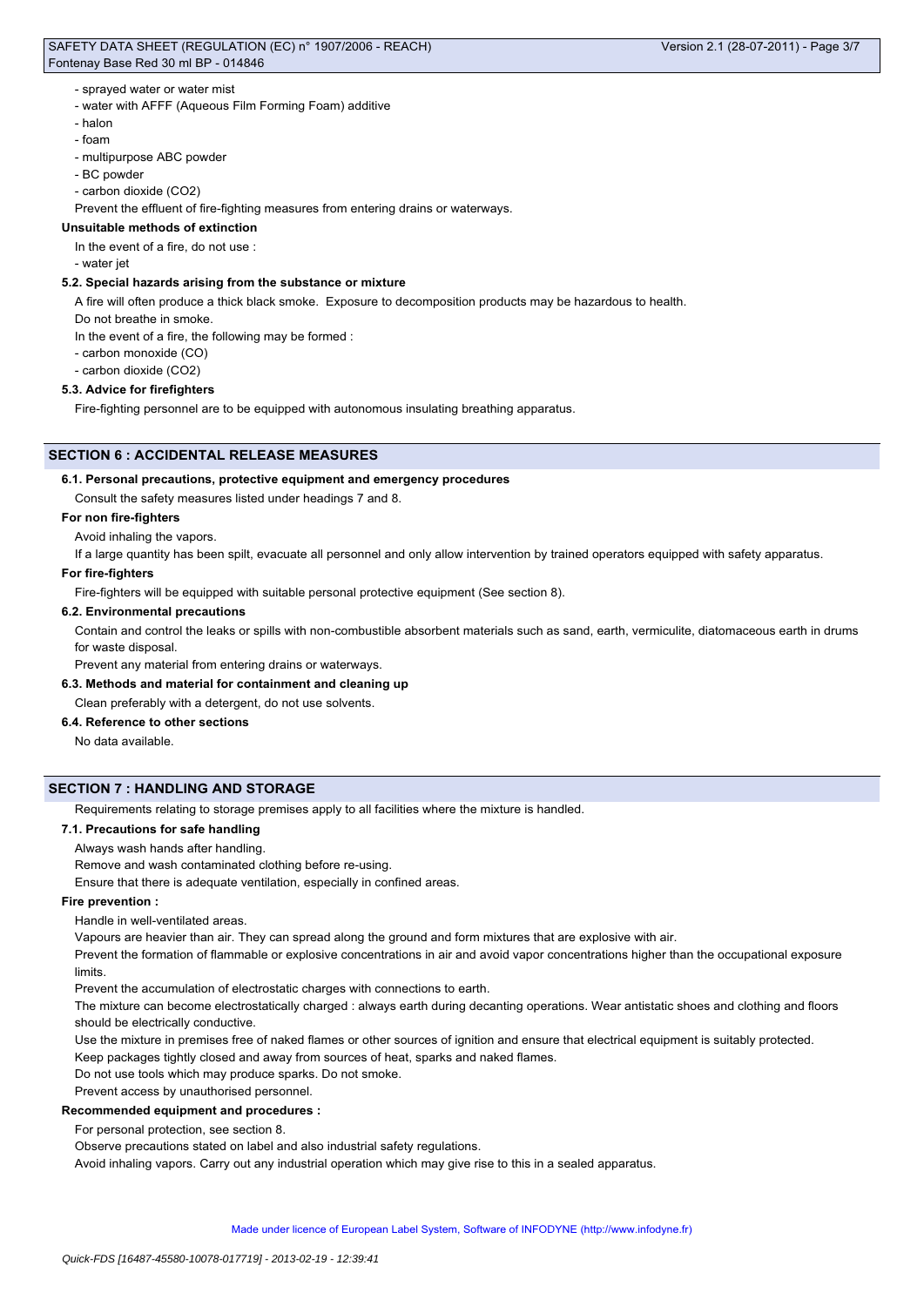- sprayed water or water mist
- water with AFFF (Aqueous Film Forming Foam) additive
- halon
- foam
- multipurpose ABC powder
- BC powder
- carbon dioxide ($CO_2$)

Prevent the effluent of fire-fighting measures from entering drains or waterways.

**Unsuitable methods of extinction**

In the event of a fire, do not use :

- water jet

**5.2. Special hazards arising from the substance or mixture**

A fire will often produce a thick black smoke. Exposure to decomposition products may be hazardous to health.

Do not breathe in smoke.

In the event of a fire, the following may be formed :

- carbon monoxide (CO)
- carbon dioxide ($CO_2$)

**5.3. Advice for firefighters**

Fire-fighting personnel are to be equipped with autonomous insulating breathing apparatus.

## SECTION 6 : ACCIDENTAL RELEASE MEASURES

**6.1. Personal precautions, protective equipment and emergency procedures**

Consult the safety measures listed under headings 7 and 8.

**For non fire-fighters**

Avoid inhaling the vapors.

If a large quantity has been spilt, evacuate all personnel and only allow intervention by trained operators equipped with safety apparatus.

**For fire-fighters**

Fire-fighters will be equipped with suitable personal protective equipment (See section 8).

**6.2. Environmental precautions**

Contain and control the leaks or spills with non-combustible absorbent materials such as sand, earth, vermiculite, diatomaceous earth in drums for waste disposal.

Prevent any material from entering drains or waterways.

**6.3. Methods and material for containment and cleaning up**

Clean preferably with a detergent, do not use solvents.

**6.4. Reference to other sections**

No data available.

## SECTION 7 : HANDLING AND STORAGE

Requirements relating to storage premises apply to all facilities where the mixture is handled.

**7.1. Precautions for safe handling**

Always wash hands after handling.

Remove and wash contaminated clothing before re-using.

Ensure that there is adequate ventilation, especially in confined areas.

**Fire prevention :**

Handle in well-ventilated areas.

Vapours are heavier than air. They can spread along the ground and form mixtures that are explosive with air.

Prevent the formation of flammable or explosive concentrations in air and avoid vapor concentrations higher than the occupational exposure limits.

Prevent the accumulation of electrostatic charges with connections to earth.

The mixture can become electrostatically charged : always earth during decanting operations. Wear antistatic shoes and clothing and floors should be electrically conductive.

Use the mixture in premises free of naked flames or other sources of ignition and ensure that electrical equipment is suitably protected.

Keep packages tightly closed and away from sources of heat, sparks and naked flames.

Do not use tools which may produce sparks. Do not smoke.

Prevent access by unauthorised personnel.

**Recommended equipment and procedures :**

For personal protection, see section 8.

Observe precautions stated on label and also industrial safety regulations.

Avoid inhaling vapors. Carry out any industrial operation which may give rise to this in a sealed apparatus.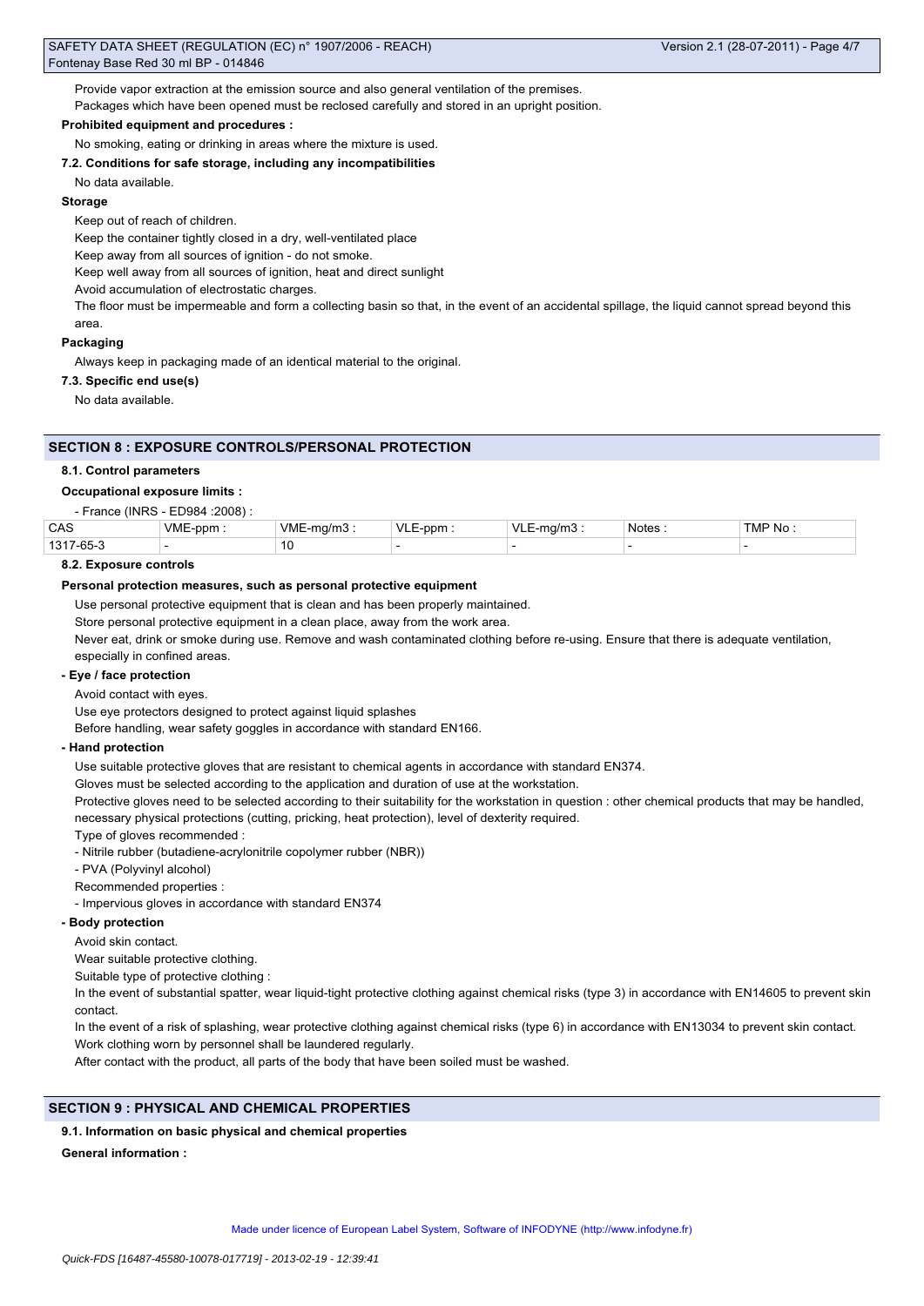Provide vapor extraction at the emission source and also general ventilation of the premises.

Packages which have been opened must be reclosed carefully and stored in an upright position.

**Prohibited equipment and procedures :**

No smoking, eating or drinking in areas where the mixture is used.

**7.2. Conditions for safe storage, including any incompatibilities**

No data available.

**Storage**

Keep out of reach of children.

Keep the container tightly closed in a dry, well-ventilated place

Keep away from all sources of ignition - do not smoke.

Keep well away from all sources of ignition, heat and direct sunlight

Avoid accumulation of electrostatic charges.

The floor must be impermeable and form a collecting basin so that, in the event of an accidental spillage, the liquid cannot spread beyond this area.

**Packaging**

Always keep in packaging made of an identical material to the original.

**7.3. Specific end use(s)**

No data available.

## SECTION 8 : EXPOSURE CONTROLS/PERSONAL PROTECTION

**8.1. Control parameters**

**Occupational exposure limits :**

- France (INRS - ED984 :2008) :

| CAS | VME-ppm : | VME-mg/m3 : | VLE-ppm : | VLE-mg/m3 : | Notes : | TMP No : |
|---|---|---|---|---|---|---|
| 1317-65-3 | - | 10 | - | - | - | - |

**8.2. Exposure controls**

**Personal protection measures, such as personal protective equipment**

Use personal protective equipment that is clean and has been properly maintained.

Store personal protective equipment in a clean place, away from the work area.

Never eat, drink or smoke during use. Remove and wash contaminated clothing before re-using. Ensure that there is adequate ventilation, especially in confined areas.

**- Eye / face protection**

Avoid contact with eyes.

Use eye protectors designed to protect against liquid splashes

Before handling, wear safety goggles in accordance with standard EN166.

**- Hand protection**

Use suitable protective gloves that are resistant to chemical agents in accordance with standard EN374.

Gloves must be selected according to the application and duration of use at the workstation.

Protective gloves need to be selected according to their suitability for the workstation in question : other chemical products that may be handled, necessary physical protections (cutting, pricking, heat protection), level of dexterity required.

Type of gloves recommended :

- Nitrile rubber (butadiene-acrylonitrile copolymer rubber (NBR))
- PVA (Polyvinyl alcohol)

Recommended properties :

- Impervious gloves in accordance with standard EN374

**- Body protection**

Avoid skin contact.

Wear suitable protective clothing.

Suitable type of protective clothing :

In the event of substantial spatter, wear liquid-tight protective clothing against chemical risks (type 3) in accordance with EN14605 to prevent skin contact.

In the event of a risk of splashing, wear protective clothing against chemical risks (type 6) in accordance with EN13034 to prevent skin contact.

Work clothing worn by personnel shall be laundered regularly.

After contact with the product, all parts of the body that have been soiled must be washed.

## SECTION 9 : PHYSICAL AND CHEMICAL PROPERTIES

**9.1. Information on basic physical and chemical properties**

**General information :**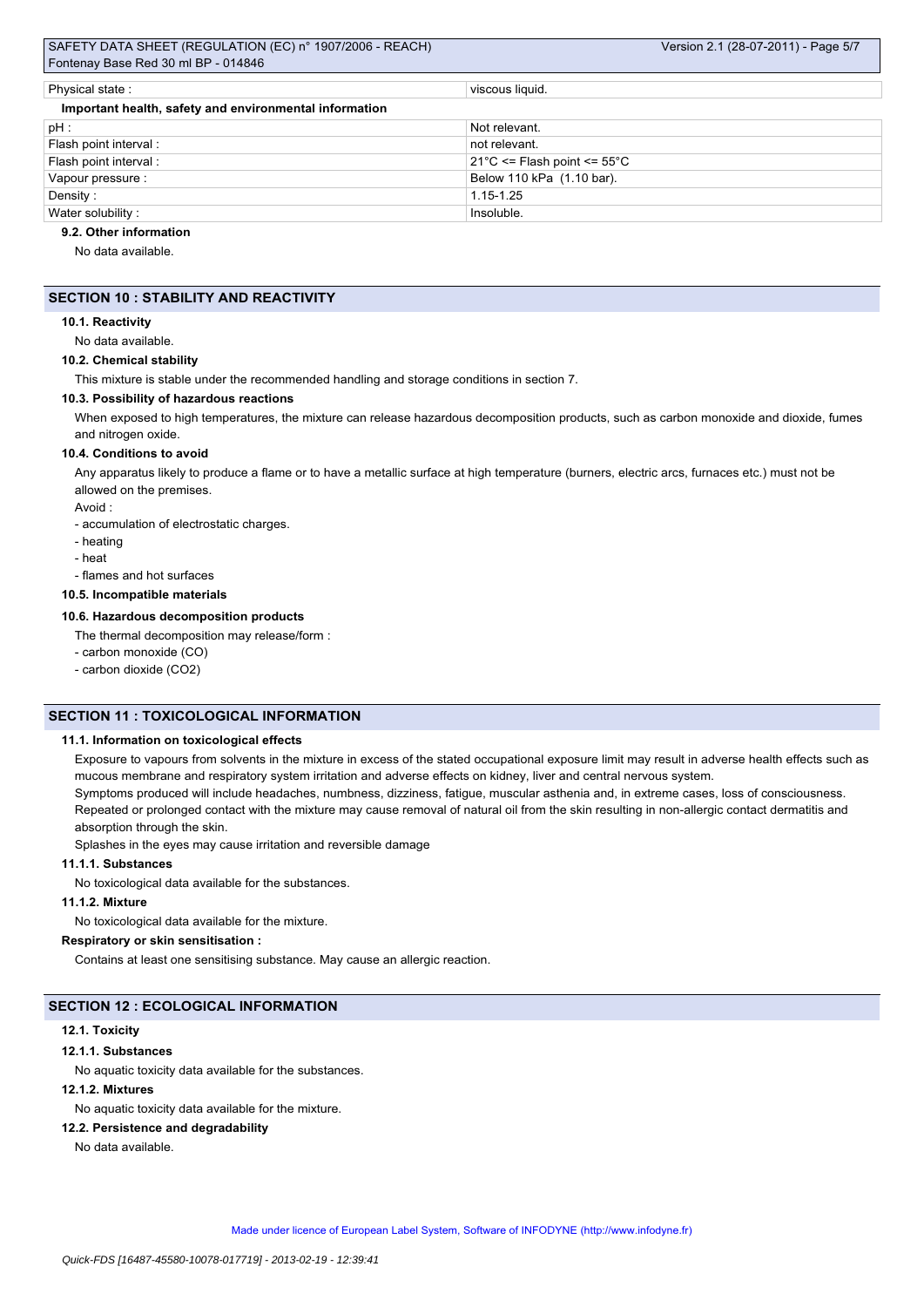| Physical state : | viscous liquid. |
|---|---|

**Important health, safety and environmental information**

| pH : | Not relevant. |
|---|---|
| Flash point interval : | not relevant. |
| Flash point interval : | 21°C <= Flash point <= 55°C |
| Vapour pressure : | Below 110 kPa (1.10 bar). |
| Density : | 1.15-1.25 |
| Water solubility : | Insoluble. |

### 9.2. Other information

No data available.

## SECTION 10 : STABILITY AND REACTIVITY

### 10.1. Reactivity

No data available.

### 10.2. Chemical stability

This mixture is stable under the recommended handling and storage conditions in section 7.

### 10.3. Possibility of hazardous reactions

When exposed to high temperatures, the mixture can release hazardous decomposition products, such as carbon monoxide and dioxide, fumes and nitrogen oxide.

### 10.4. Conditions to avoid

Any apparatus likely to produce a flame or to have a metallic surface at high temperature (burners, electric arcs, furnaces etc.) must not be allowed on the premises.

Avoid :

- accumulation of electrostatic charges.
- heating
- heat
- flames and hot surfaces

### 10.5. Incompatible materials

### 10.6. Hazardous decomposition products

The thermal decomposition may release/form :

- carbon monoxide (CO)
- carbon dioxide ($CO_2$)

## SECTION 11 : TOXICOLOGICAL INFORMATION

### 11.1. Information on toxicological effects

Exposure to vapours from solvents in the mixture in excess of the stated occupational exposure limit may result in adverse health effects such as mucous membrane and respiratory system irritation and adverse effects on kidney, liver and central nervous system.

Symptoms produced will include headaches, numbness, dizziness, fatigue, muscular asthenia and, in extreme cases, loss of consciousness.

Repeated or prolonged contact with the mixture may cause removal of natural oil from the skin resulting in non-allergic contact dermatitis and absorption through the skin.

Splashes in the eyes may cause irritation and reversible damage

#### 11.1.1. Substances

No toxicological data available for the substances.

#### 11.1.2. Mixture

No toxicological data available for the mixture.

**Respiratory or skin sensitisation :**

Contains at least one sensitising substance. May cause an allergic reaction.

## SECTION 12 : ECOLOGICAL INFORMATION

### 12.1. Toxicity

#### 12.1.1. Substances

No aquatic toxicity data available for the substances.

#### 12.1.2. Mixtures

No aquatic toxicity data available for the mixture.

### 12.2. Persistence and degradability

No data available.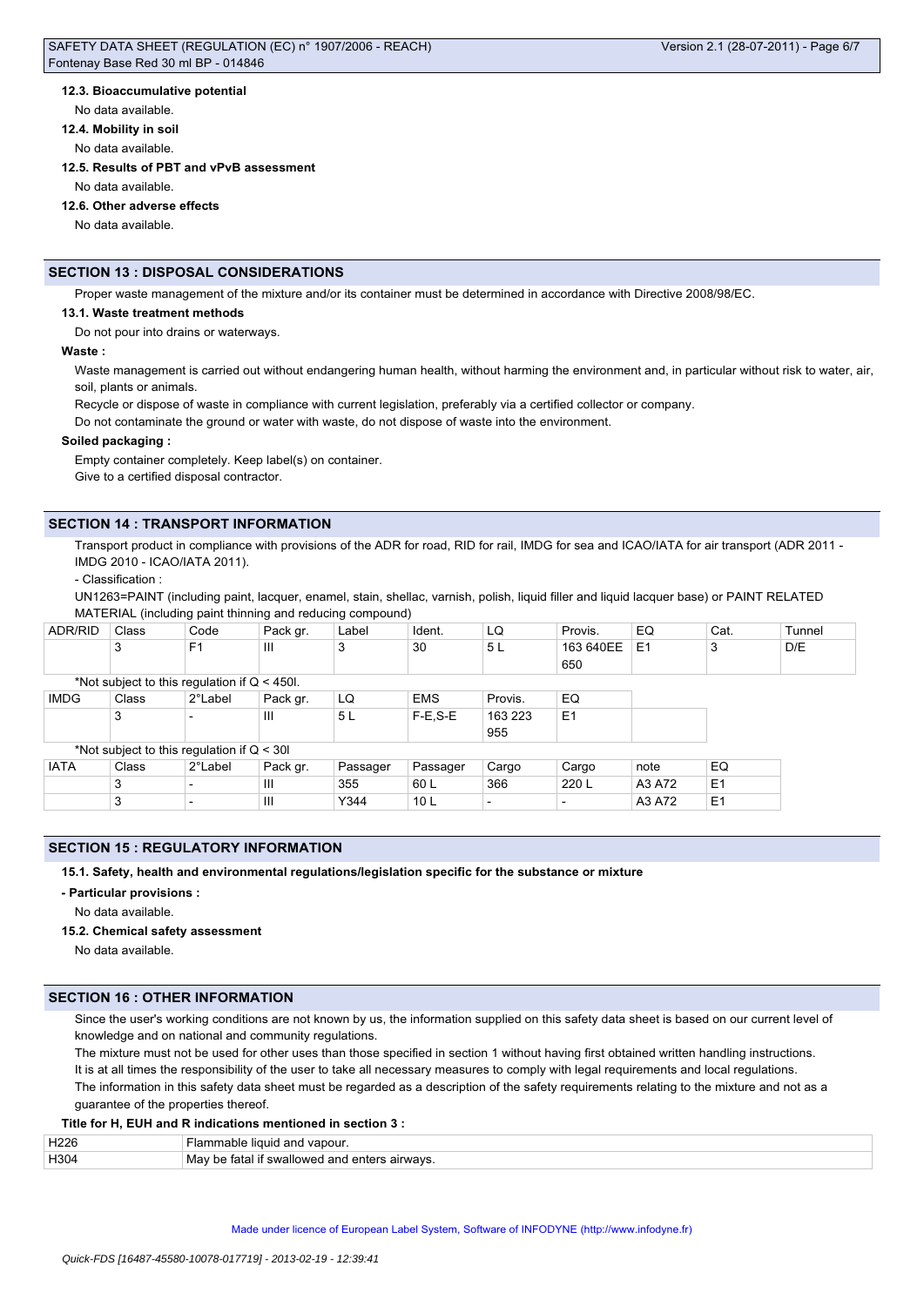#### 12.3. Bioaccumulative potential

No data available.

#### 12.4. Mobility in soil

No data available.

#### 12.5. Results of PBT and vPvB assessment

No data available.

#### 12.6. Other adverse effects

No data available.

## SECTION 13 : DISPOSAL CONSIDERATIONS

Proper waste management of the mixture and/or its container must be determined in accordance with Directive 2008/98/EC.

#### 13.1. Waste treatment methods

Do not pour into drains or waterways.

**Waste :**

Waste management is carried out without endangering human health, without harming the environment and, in particular without risk to water, air, soil, plants or animals.

Recycle or dispose of waste in compliance with current legislation, preferably via a certified collector or company.

Do not contaminate the ground or water with waste, do not dispose of waste into the environment.

**Soiled packaging :**

Empty container completely. Keep label(s) on container.

Give to a certified disposal contractor.

## SECTION 14 : TRANSPORT INFORMATION

Transport product in compliance with provisions of the ADR for road, RID for rail, IMDG for sea and ICAO/IATA for air transport (ADR 2011 - IMDG 2010 - ICAO/IATA 2011).

- Classification :

UN1263=PAINT (including paint, lacquer, enamel, stain, shellac, varnish, polish, liquid filler and liquid lacquer base) or PAINT RELATED MATERIAL (including paint thinning and reducing compound)

| ADR/RID | Class | Code | Pack gr. | Label | Ident. | LQ | Provis. | EQ | Cat. | Tunnel |
|---|---|---|---|---|---|---|---|---|---|---|
| | 3 | F1 | III | 3 | 30 | 5 L | 163 640EE 650 | E1 | 3 | D/E |

*Not subject to this regulation if Q < 450l.

| IMDG | Class | 2°Label | Pack gr. | LQ | EMS | Provis. | EQ |
|---|---|---|---|---|---|---|---|
| | 3 | - | III | 5 L | F-E,S-E | 163 223 955 | E1 |

*Not subject to this regulation if Q < 30l

| IATA | Class | 2°Label | Pack gr. | Passager | Passager | Cargo | Cargo | note | EQ |
|---|---|---|---|---|---|---|---|---|---|
| | 3 | - | III | 355 | 60 L | 366 | 220 L | A3 A72 | E1 |
| | 3 | - | III | Y344 | 10 L | - | - | A3 A72 | E1 |

## SECTION 15 : REGULATORY INFORMATION

#### 15.1. Safety, health and environmental regulations/legislation specific for the substance or mixture

**- Particular provisions :**

No data available.

#### 15.2. Chemical safety assessment

No data available.

## SECTION 16 : OTHER INFORMATION

Since the user's working conditions are not known by us, the information supplied on this safety data sheet is based on our current level of knowledge and on national and community regulations.

The mixture must not be used for other uses than those specified in section 1 without having first obtained written handling instructions.

It is at all times the responsibility of the user to take all necessary measures to comply with legal requirements and local regulations.

The information in this safety data sheet must be regarded as a description of the safety requirements relating to the mixture and not as a guarantee of the properties thereof.

**Title for H, EUH and R indications mentioned in section 3 :**

| | |
|---|---|
| H226 | Flammable liquid and vapour. |
| H304 | May be fatal if swallowed and enters airways. |

Made under licence of European Label System, Software of INFODYNE (http://www.infodyne.fr)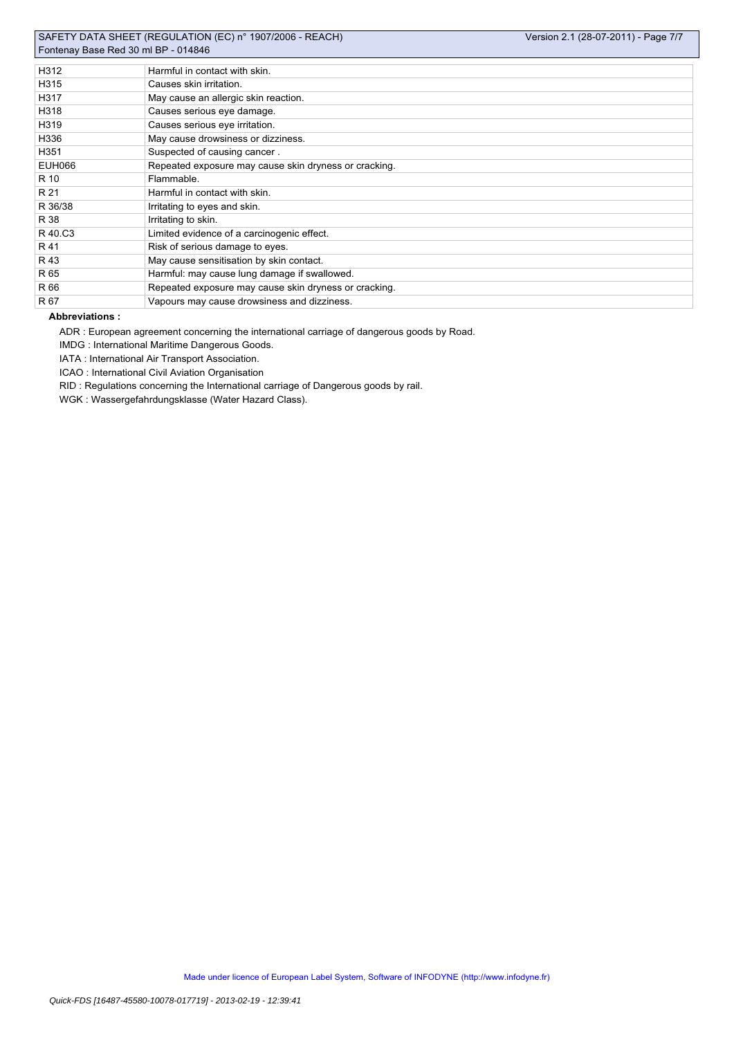| | |
|---|---|
| H312 | Harmful in contact with skin. |
| H315 | Causes skin irritation. |
| H317 | May cause an allergic skin reaction. |
| H318 | Causes serious eye damage. |
| H319 | Causes serious eye irritation. |
| H336 | May cause drowsiness or dizziness. |
| H351 | Suspected of causing cancer . |
| EUH066 | Repeated exposure may cause skin dryness or cracking. |
| R 10 | Flammable. |
| R 21 | Harmful in contact with skin. |
| R 36/38 | Irritating to eyes and skin. |
| R 38 | Irritating to skin. |
| R 40.C3 | Limited evidence of a carcinogenic effect. |
| R 41 | Risk of serious damage to eyes. |
| R 43 | May cause sensitisation by skin contact. |
| R 65 | Harmful: may cause lung damage if swallowed. |
| R 66 | Repeated exposure may cause skin dryness or cracking. |
| R 67 | Vapours may cause drowsiness and dizziness. |

**Abbreviations :**

ADR : European agreement concerning the international carriage of dangerous goods by Road.

IMDG : International Maritime Dangerous Goods.

IATA : International Air Transport Association.

ICAO : International Civil Aviation Organisation

RID : Regulations concerning the International carriage of Dangerous goods by rail.

WGK : Wassergefahrdungsklasse (Water Hazard Class).

Made under licence of European Label System, Software of INFODYNE (http://www.infodyne.fr)

*Quick-FDS [16487-45580-10078-017719] - 2013-02-19 - 12:39:41*